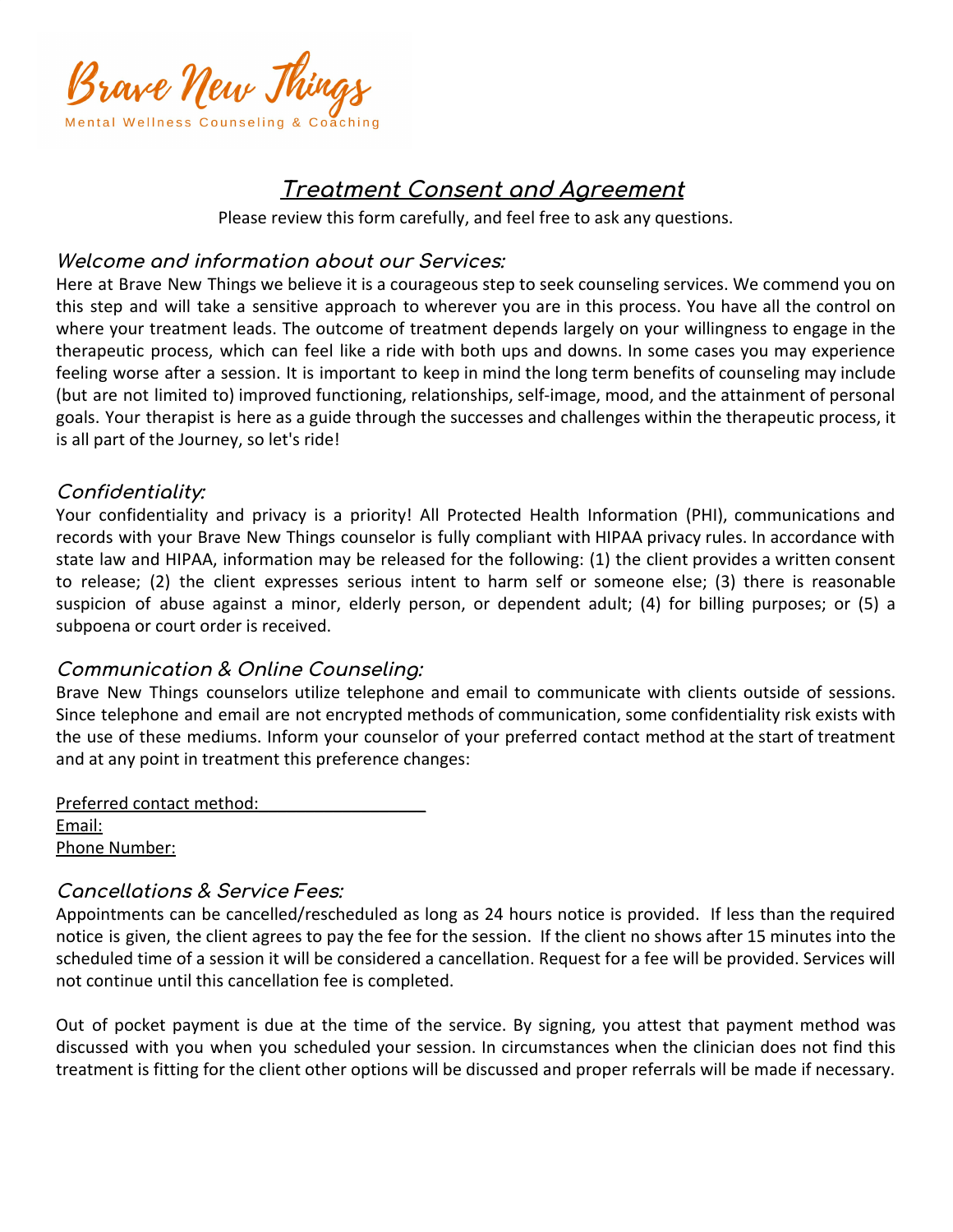Brave New Things

Mental Wellness Counseling & Coaching

# Treatment Consent and Agreement

Please review this form carefully, and feel free to ask any questions.

## *Welcome and information about our Services:*

Here at Brave New Things we believe it is a courageous step to seek counseling services. We commend you on this step and will take a sensitive approach to wherever you are in this process. You have all the control on where your treatment leads. The outcome of treatment depends largely on your willingness to engage in the therapeutic process, which can feel like a ride with both ups and downs. In some cases you may experience feeling worse after a session. It is important to keep in mind the long term benefits of counseling may include (but are not limited to) improved functioning, relationships, self-image, mood, and the attainment of personal goals. Your therapist is here as a guide through the successes and challenges within the therapeutic process, it is all part of the Journey, so let's ride!

## *Confidentiality:*

Your confidentiality and privacy is a priority! All Protected Health Information (PHI), communications and records with your Brave New Things counselor is fully compliant with HIPAA privacy rules. In accordance with state law and HIPAA, information may be released for the following: (1) the client provides a written consent to release; (2) the client expresses serious intent to harm self or someone else; (3) there is reasonable suspicion of abuse against a minor, elderly person, or dependent adult; (4) for billing purposes; or (5) a subpoena or court order is received.

## *Communication & Online Counseling:*

Brave New Things counselors utilize telephone and email to communicate with clients outside of sessions. Since telephone and email are not encrypted methods of communication, some confidentiality risk exists with the use of these mediums. Inform your counselor of your preferred contact method at the start of treatment and at any point in treatment this preference changes:

Preferred contact method: ____________________
Email:
Phone Number:

## *Cancellations & Service Fees:*

Appointments can be cancelled/rescheduled as long as 24 hours notice is provided. If less than the required notice is given, the client agrees to pay the fee for the session. If the client no shows after 15 minutes into the scheduled time of a session it will be considered a cancellation. Request for a fee will be provided. Services will not continue until this cancellation fee is completed.

Out of pocket payment is due at the time of the service. By signing, you attest that payment method was discussed with you when you scheduled your session. In circumstances when the clinician does not find this treatment is fitting for the client other options will be discussed and proper referrals will be made if necessary.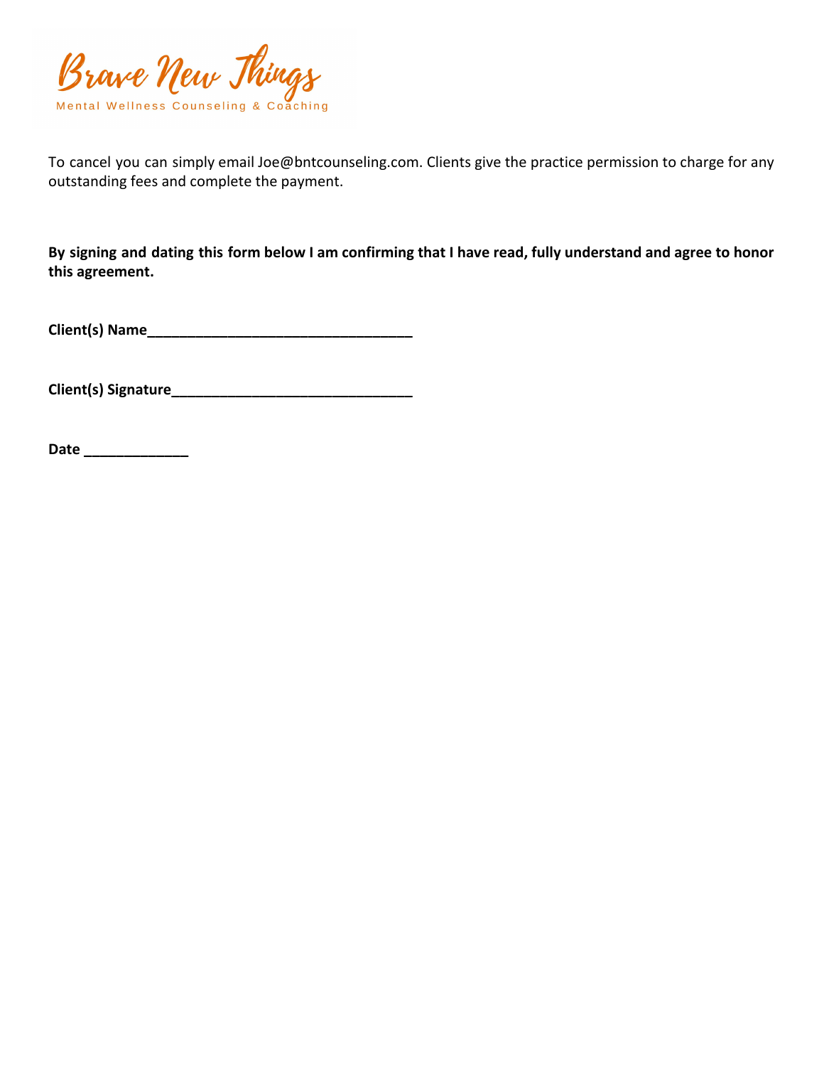Brave New Things

Mental Wellness Counseling & Coaching

To cancel you can simply email Joe@bntcounseling.com. Clients give the practice permission to charge for any outstanding fees and complete the payment.

**By signing and dating this form below I am confirming that I have read, fully understand and agree to honor this agreement.**

**Client(s) Name**_________________________________

**Client(s) Signature**______________________________

**Date** _____________